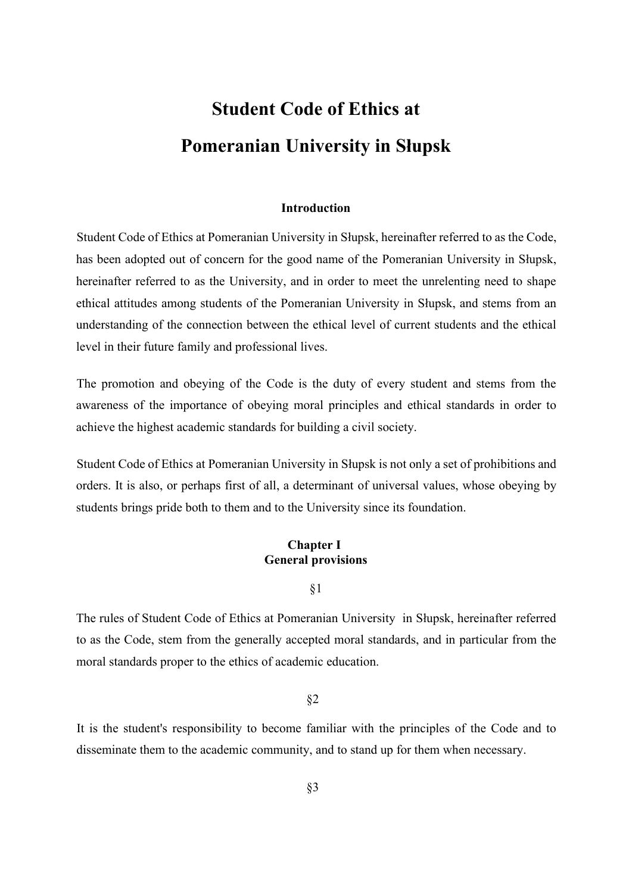# Student Code of Ethics at Pomeranian University in Słupsk

### Introduction

Student Code of Ethics at Pomeranian University in Słupsk, hereinafter referred to as the Code, has been adopted out of concern for the good name of the Pomeranian University in Słupsk, hereinafter referred to as the University, and in order to meet the unrelenting need to shape ethical attitudes among students of the Pomeranian University in Słupsk, and stems from an understanding of the connection between the ethical level of current students and the ethical level in their future family and professional lives.

The promotion and obeying of the Code is the duty of every student and stems from the awareness of the importance of obeying moral principles and ethical standards in order to achieve the highest academic standards for building a civil society.

Student Code of Ethics at Pomeranian University in Słupsk is not only a set of prohibitions and orders. It is also, or perhaps first of all, a determinant of universal values, whose obeying by students brings pride both to them and to the University since its foundation.

## Chapter I
## General provisions

§1

The rules of Student Code of Ethics at Pomeranian University in Słupsk, hereinafter referred to as the Code, stem from the generally accepted moral standards, and in particular from the moral standards proper to the ethics of academic education.

§2

It is the student's responsibility to become familiar with the principles of the Code and to disseminate them to the academic community, and to stand up for them when necessary.

§3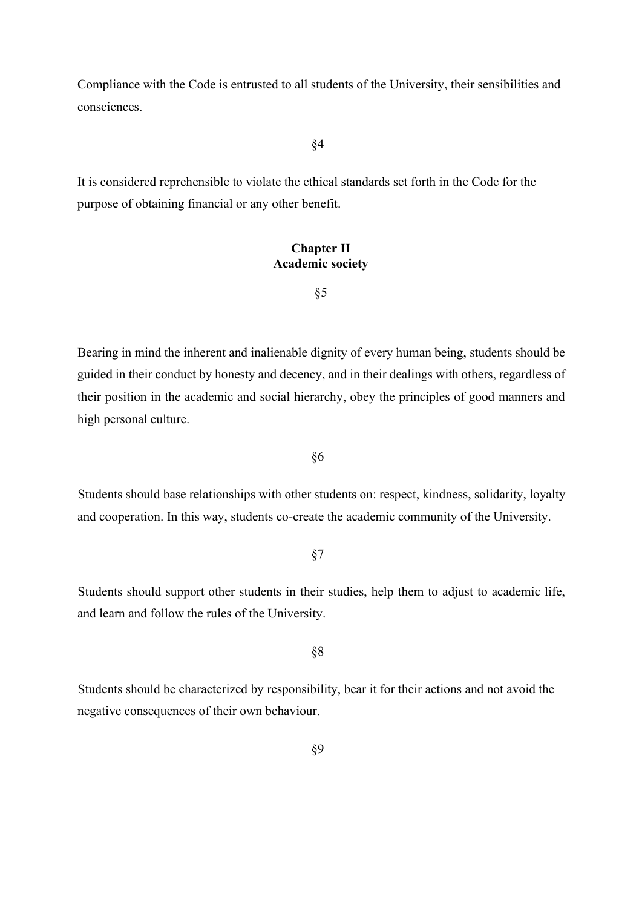Compliance with the Code is entrusted to all students of the University, their sensibilities and consciences.

§4

It is considered reprehensible to violate the ethical standards set forth in the Code for the purpose of obtaining financial or any other benefit.

## Chapter II
## Academic society

§5

Bearing in mind the inherent and inalienable dignity of every human being, students should be guided in their conduct by honesty and decency, and in their dealings with others, regardless of their position in the academic and social hierarchy, obey the principles of good manners and high personal culture.

§6

Students should base relationships with other students on: respect, kindness, solidarity, loyalty and cooperation. In this way, students co-create the academic community of the University.

§7

Students should support other students in their studies, help them to adjust to academic life, and learn and follow the rules of the University.

§8

Students should be characterized by responsibility, bear it for their actions and not avoid the negative consequences of their own behaviour.

§9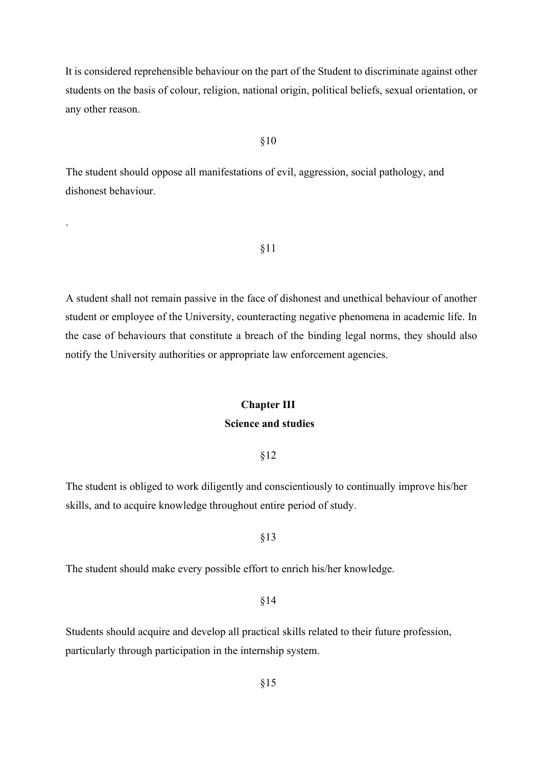It is considered reprehensible behaviour on the part of the Student to discriminate against other students on the basis of colour, religion, national origin, political beliefs, sexual orientation, or any other reason.

§10

The student should oppose all manifestations of evil, aggression, social pathology, and dishonest behaviour.

.

§11

A student shall not remain passive in the face of dishonest and unethical behaviour of another student or employee of the University, counteracting negative phenomena in academic life. In the case of behaviours that constitute a breach of the binding legal norms, they should also notify the University authorities or appropriate law enforcement agencies.

## Chapter III
## Science and studies

§12

The student is obliged to work diligently and conscientiously to continually improve his/her skills, and to acquire knowledge throughout entire period of study.

§13

The student should make every possible effort to enrich his/her knowledge.

§14

Students should acquire and develop all practical skills related to their future profession, particularly through participation in the internship system.

§15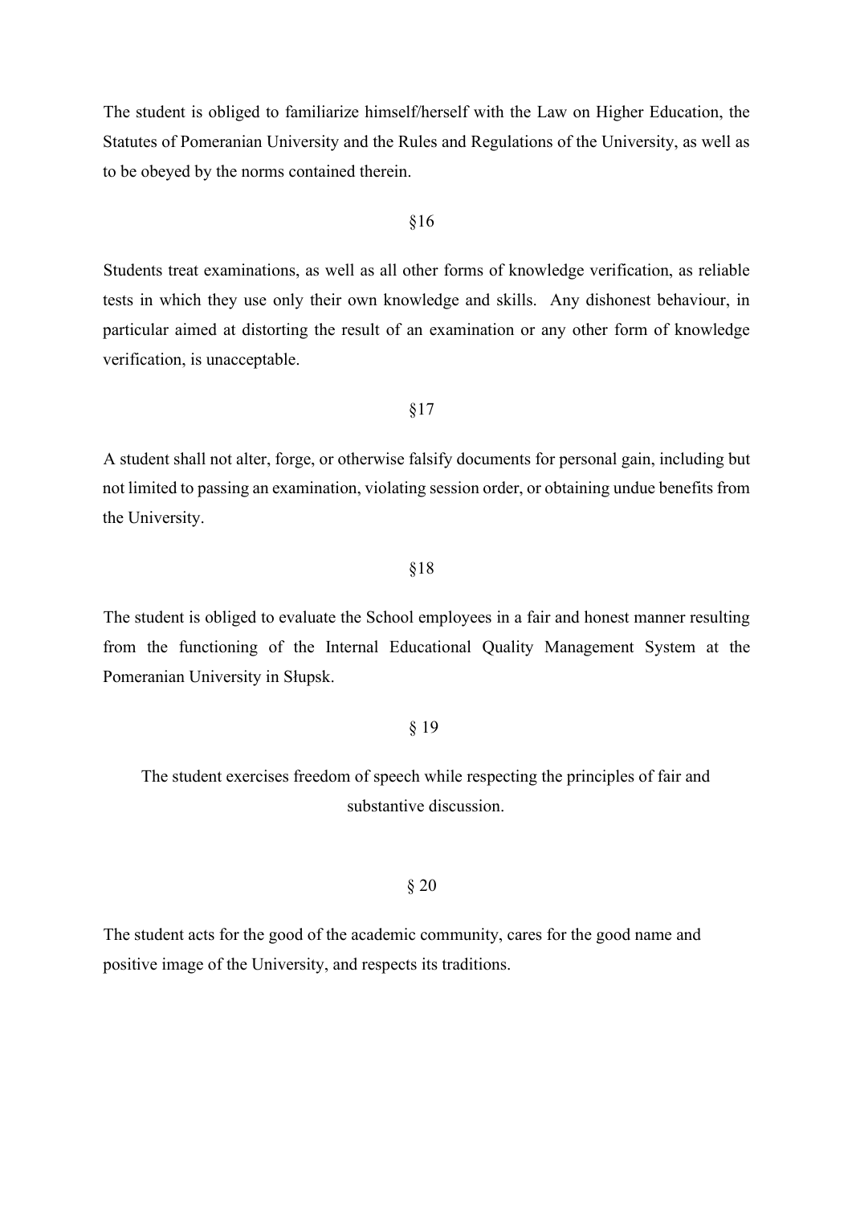The student is obliged to familiarize himself/herself with the Law on Higher Education, the Statutes of Pomeranian University and the Rules and Regulations of the University, as well as to be obeyed by the norms contained therein.

§16

Students treat examinations, as well as all other forms of knowledge verification, as reliable tests in which they use only their own knowledge and skills. Any dishonest behaviour, in particular aimed at distorting the result of an examination or any other form of knowledge verification, is unacceptable.

§17

A student shall not alter, forge, or otherwise falsify documents for personal gain, including but not limited to passing an examination, violating session order, or obtaining undue benefits from the University.

§18

The student is obliged to evaluate the School employees in a fair and honest manner resulting from the functioning of the Internal Educational Quality Management System at the Pomeranian University in Słupsk.

§ 19

The student exercises freedom of speech while respecting the principles of fair and substantive discussion.

§ 20

The student acts for the good of the academic community, cares for the good name and positive image of the University, and respects its traditions.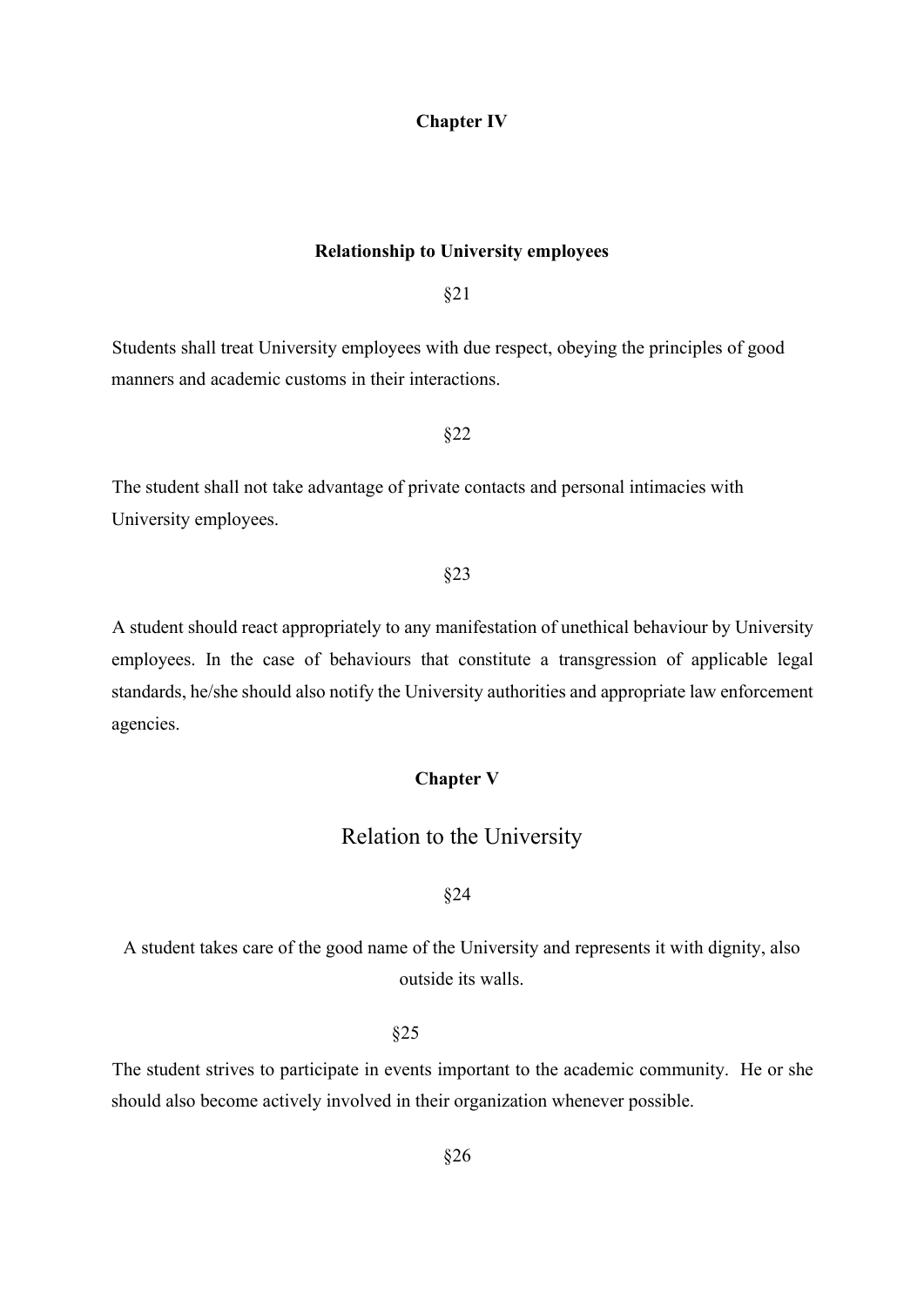## Chapter IV

### Relationship to University employees

§21

Students shall treat University employees with due respect, obeying the principles of good manners and academic customs in their interactions.

§22

The student shall not take advantage of private contacts and personal intimacies with University employees.

§23

A student should react appropriately to any manifestation of unethical behaviour by University employees. In the case of behaviours that constitute a transgression of applicable legal standards, he/she should also notify the University authorities and appropriate law enforcement agencies.

## Chapter V

### Relation to the University

§24

A student takes care of the good name of the University and represents it with dignity, also outside its walls.

§25

The student strives to participate in events important to the academic community. He or she should also become actively involved in their organization whenever possible.

§26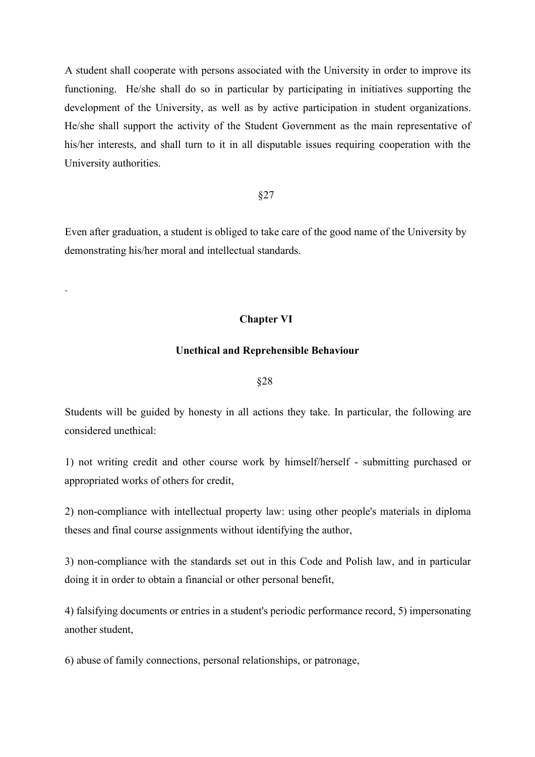A student shall cooperate with persons associated with the University in order to improve its functioning. He/she shall do so in particular by participating in initiatives supporting the development of the University, as well as by active participation in student organizations. He/she shall support the activity of the Student Government as the main representative of his/her interests, and shall turn to it in all disputable issues requiring cooperation with the University authorities.

§27

Even after graduation, a student is obliged to take care of the good name of the University by demonstrating his/her moral and intellectual standards.

.

## Chapter VI

## Unethical and Reprehensible Behaviour

§28

Students will be guided by honesty in all actions they take. In particular, the following are considered unethical:

1) not writing credit and other course work by himself/herself - submitting purchased or appropriated works of others for credit,

2) non-compliance with intellectual property law: using other people's materials in diploma theses and final course assignments without identifying the author,

3) non-compliance with the standards set out in this Code and Polish law, and in particular doing it in order to obtain a financial or other personal benefit,

4) falsifying documents or entries in a student's periodic performance record, 5) impersonating another student,

6) abuse of family connections, personal relationships, or patronage,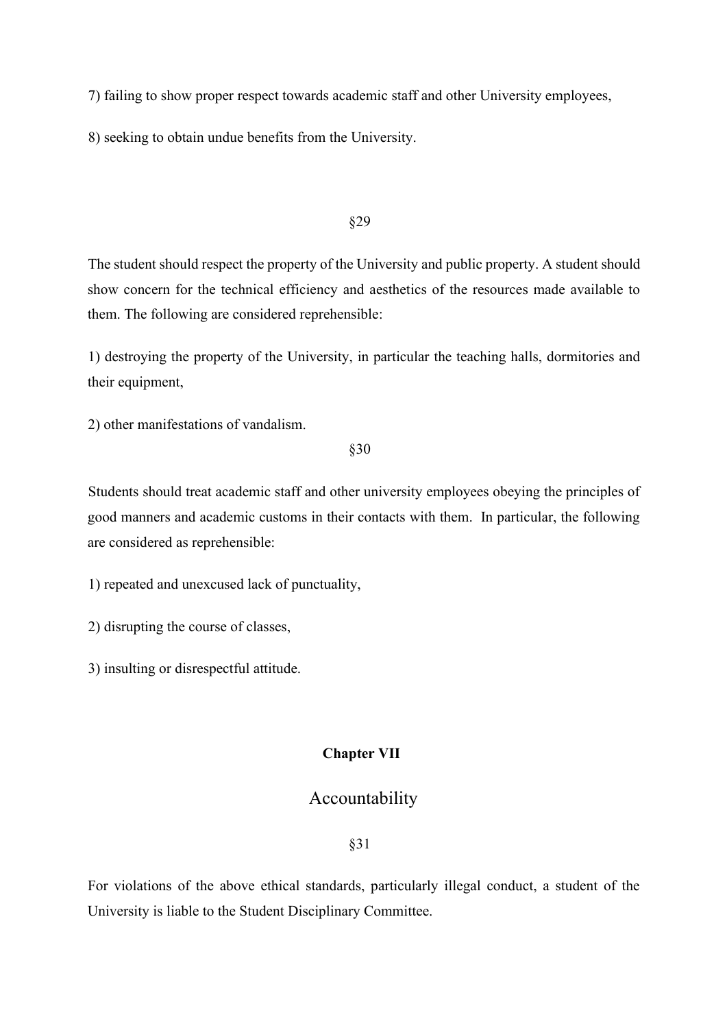7) failing to show proper respect towards academic staff and other University employees,

8) seeking to obtain undue benefits from the University.

§29

The student should respect the property of the University and public property. A student should show concern for the technical efficiency and aesthetics of the resources made available to them. The following are considered reprehensible:

1) destroying the property of the University, in particular the teaching halls, dormitories and their equipment,

2) other manifestations of vandalism.

§30

Students should treat academic staff and other university employees obeying the principles of good manners and academic customs in their contacts with them. In particular, the following are considered as reprehensible:

1) repeated and unexcused lack of punctuality,

2) disrupting the course of classes,

3) insulting or disrespectful attitude.

## Chapter VII

## Accountability

§31

For violations of the above ethical standards, particularly illegal conduct, a student of the University is liable to the Student Disciplinary Committee.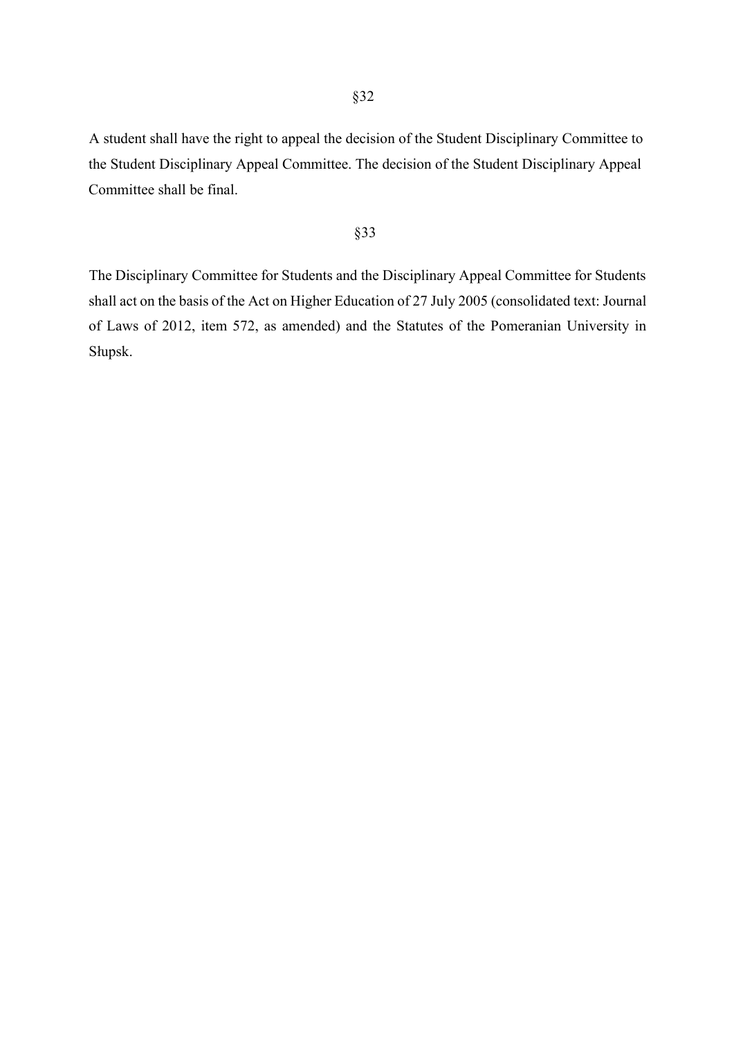§32

A student shall have the right to appeal the decision of the Student Disciplinary Committee to the Student Disciplinary Appeal Committee. The decision of the Student Disciplinary Appeal Committee shall be final.

§33

The Disciplinary Committee for Students and the Disciplinary Appeal Committee for Students shall act on the basis of the Act on Higher Education of 27 July 2005 (consolidated text: Journal of Laws of 2012, item 572, as amended) and the Statutes of the Pomeranian University in Słupsk.